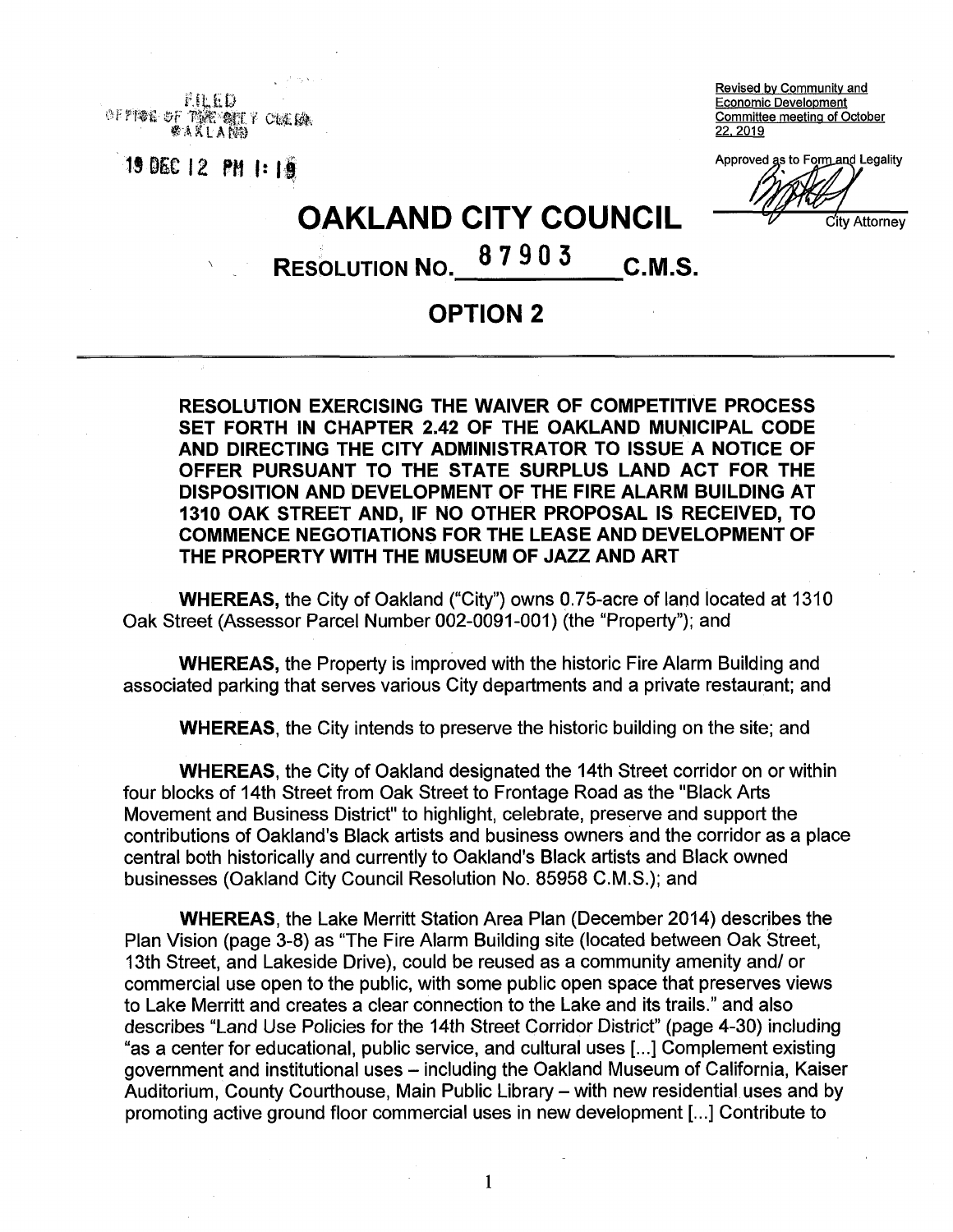FILED
OFFICE OF THE CITY CLERK
OAKLAND

19 DEC 12 PM 1:19

Revised by Community and Economic Development Committee meeting of October 22, 2019

Approved as to Form and Legality

City Attorney

# OAKLAND CITY COUNCIL

## RESOLUTION NO. 87903 C.M.S.

## OPTION 2

---

**RESOLUTION EXERCISING THE WAIVER OF COMPETITIVE PROCESS SET FORTH IN CHAPTER 2.42 OF THE OAKLAND MUNICIPAL CODE AND DIRECTING THE CITY ADMINISTRATOR TO ISSUE A NOTICE OF OFFER PURSUANT TO THE STATE SURPLUS LAND ACT FOR THE DISPOSITION AND DEVELOPMENT OF THE FIRE ALARM BUILDING AT 1310 OAK STREET AND, IF NO OTHER PROPOSAL IS RECEIVED, TO COMMENCE NEGOTIATIONS FOR THE LEASE AND DEVELOPMENT OF THE PROPERTY WITH THE MUSEUM OF JAZZ AND ART**

**WHEREAS,** the City of Oakland ("City") owns 0.75-acre of land located at 1310 Oak Street (Assessor Parcel Number 002-0091-001) (the "Property"); and

**WHEREAS,** the Property is improved with the historic Fire Alarm Building and associated parking that serves various City departments and a private restaurant; and

**WHEREAS**, the City intends to preserve the historic building on the site; and

**WHEREAS**, the City of Oakland designated the 14th Street corridor on or within four blocks of 14th Street from Oak Street to Frontage Road as the "Black Arts Movement and Business District" to highlight, celebrate, preserve and support the contributions of Oakland's Black artists and business owners and the corridor as a place central both historically and currently to Oakland's Black artists and Black owned businesses (Oakland City Council Resolution No. 85958 C.M.S.); and

**WHEREAS**, the Lake Merritt Station Area Plan (December 2014) describes the Plan Vision (page 3-8) as "The Fire Alarm Building site (located between Oak Street, 13th Street, and Lakeside Drive), could be reused as a community amenity and/ or commercial use open to the public, with some public open space that preserves views to Lake Merritt and creates a clear connection to the Lake and its trails." and also describes "Land Use Policies for the 14th Street Corridor District" (page 4-30) including "as a center for educational, public service, and cultural uses [...] Complement existing government and institutional uses – including the Oakland Museum of California, Kaiser Auditorium, County Courthouse, Main Public Library – with new residential uses and by promoting active ground floor commercial uses in new development [...] Contribute to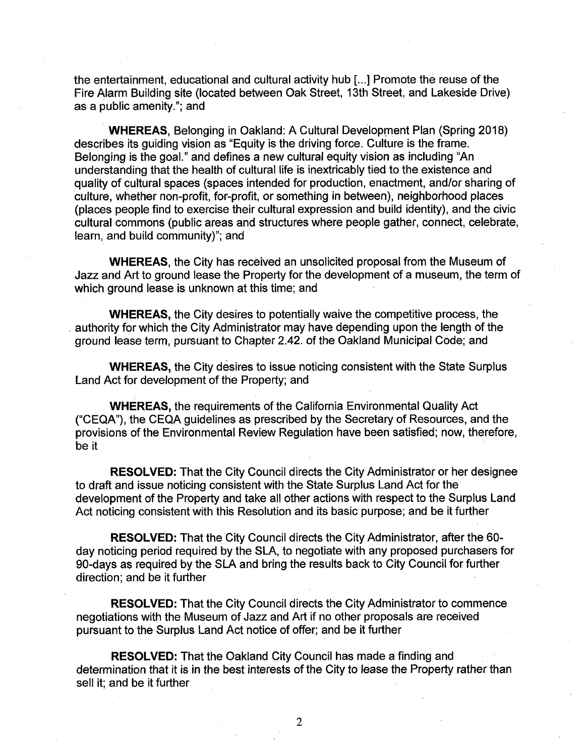the entertainment, educational and cultural activity hub [...] Promote the reuse of the Fire Alarm Building site (located between Oak Street, 13th Street, and Lakeside Drive) as a public amenity."; and

**WHEREAS**, Belonging in Oakland: A Cultural Development Plan (Spring 2018) describes its guiding vision as "Equity is the driving force. Culture is the frame. Belonging is the goal." and defines a new cultural equity vision as including "An understanding that the health of cultural life is inextricably tied to the existence and quality of cultural spaces (spaces intended for production, enactment, and/or sharing of culture, whether non-profit, for-profit, or something in between), neighborhood places (places people find to exercise their cultural expression and build identity), and the civic cultural commons (public areas and structures where people gather, connect, celebrate, learn, and build community)"; and

**WHEREAS**, the City has received an unsolicited proposal from the Museum of Jazz and Art to ground lease the Property for the development of a museum, the term of which ground lease is unknown at this time; and

**WHEREAS,** the City desires to potentially waive the competitive process, the authority for which the City Administrator may have depending upon the length of the ground lease term, pursuant to Chapter 2.42. of the Oakland Municipal Code; and

**WHEREAS,** the City desires to issue noticing consistent with the State Surplus Land Act for development of the Property; and

**WHEREAS,** the requirements of the California Environmental Quality Act ("CEQA"), the CEQA guidelines as prescribed by the Secretary of Resources, and the provisions of the Environmental Review Regulation have been satisfied; now, therefore, be it

**RESOLVED:** That the City Council directs the City Administrator or her designee to draft and issue noticing consistent with the State Surplus Land Act for the development of the Property and take all other actions with respect to the Surplus Land Act noticing consistent with this Resolution and its basic purpose; and be it further

**RESOLVED:** That the City Council directs the City Administrator, after the 60-day noticing period required by the SLA, to negotiate with any proposed purchasers for 90-days as required by the SLA and bring the results back to City Council for further direction; and be it further

**RESOLVED:** That the City Council directs the City Administrator to commence negotiations with the Museum of Jazz and Art if no other proposals are received pursuant to the Surplus Land Act notice of offer; and be it further

**RESOLVED:** That the Oakland City Council has made a finding and determination that it is in the best interests of the City to lease the Property rather than sell it; and be it further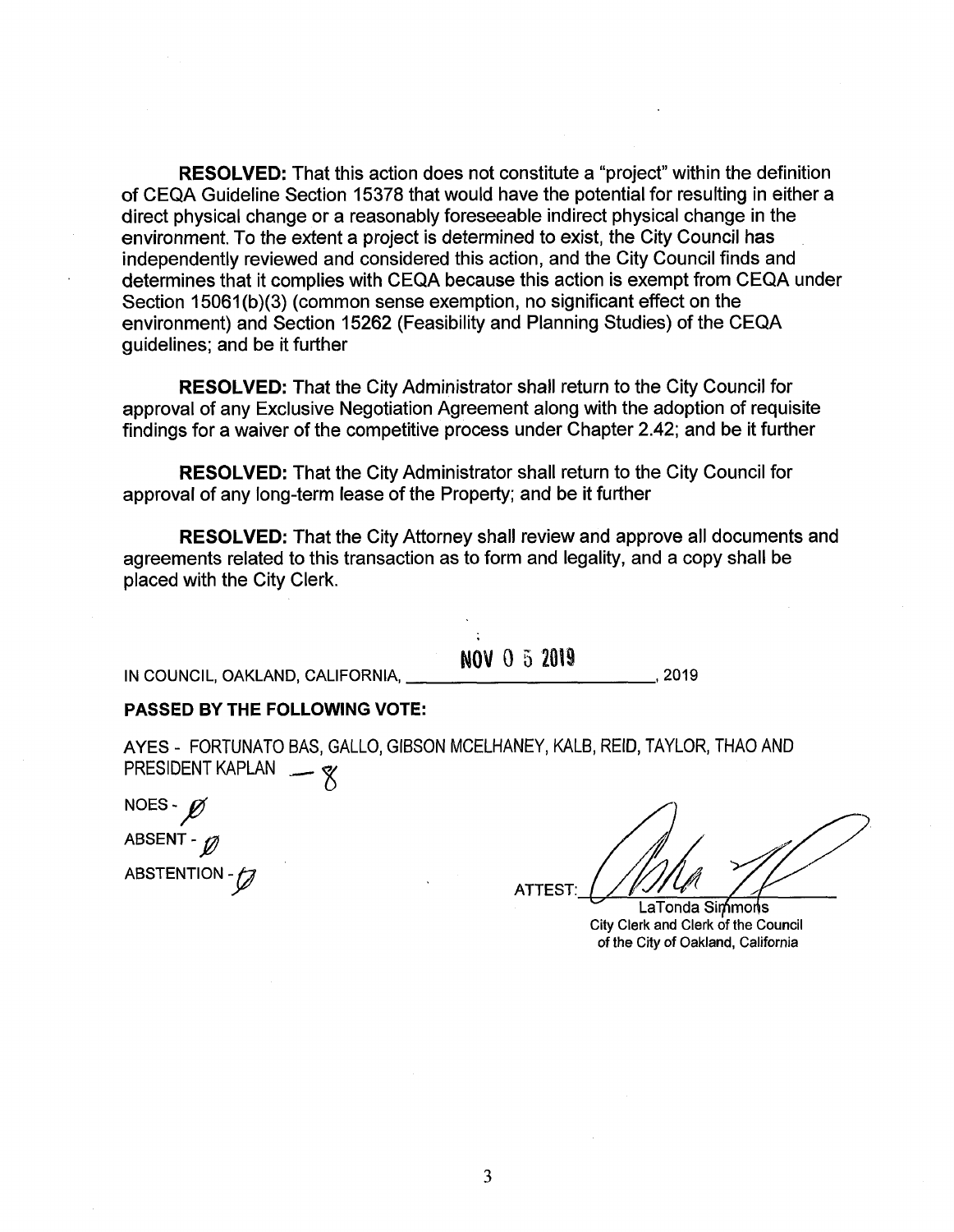**RESOLVED:** That this action does not constitute a "project" within the definition of CEQA Guideline Section 15378 that would have the potential for resulting in either a direct physical change or a reasonably foreseeable indirect physical change in the environment. To the extent a project is determined to exist, the City Council has independently reviewed and considered this action, and the City Council finds and determines that it complies with CEQA because this action is exempt from CEQA under Section 15061(b)(3) (common sense exemption, no significant effect on the environment) and Section 15262 (Feasibility and Planning Studies) of the CEQA guidelines; and be it further

**RESOLVED:** That the City Administrator shall return to the City Council for approval of any Exclusive Negotiation Agreement along with the adoption of requisite findings for a waiver of the competitive process under Chapter 2.42; and be it further

**RESOLVED:** That the City Administrator shall return to the City Council for approval of any long-term lease of the Property; and be it further

**RESOLVED:** That the City Attorney shall review and approve all documents and agreements related to this transaction as to form and legality, and a copy shall be placed with the City Clerk.

IN COUNCIL, OAKLAND, CALIFORNIA, NOV 0 5 2019, 2019

**PASSED BY THE FOLLOWING VOTE:**

AYES - FORTUNATO BAS, GALLO, GIBSON MCELHANEY, KALB, REID, TAYLOR, THAO AND PRESIDENT KAPLAN — 8

NOES - Ø

ABSENT - Ø

ABSTENTION - Ø

ATTEST: 

LaTonda Simmons
City Clerk and Clerk of the Council
of the City of Oakland, California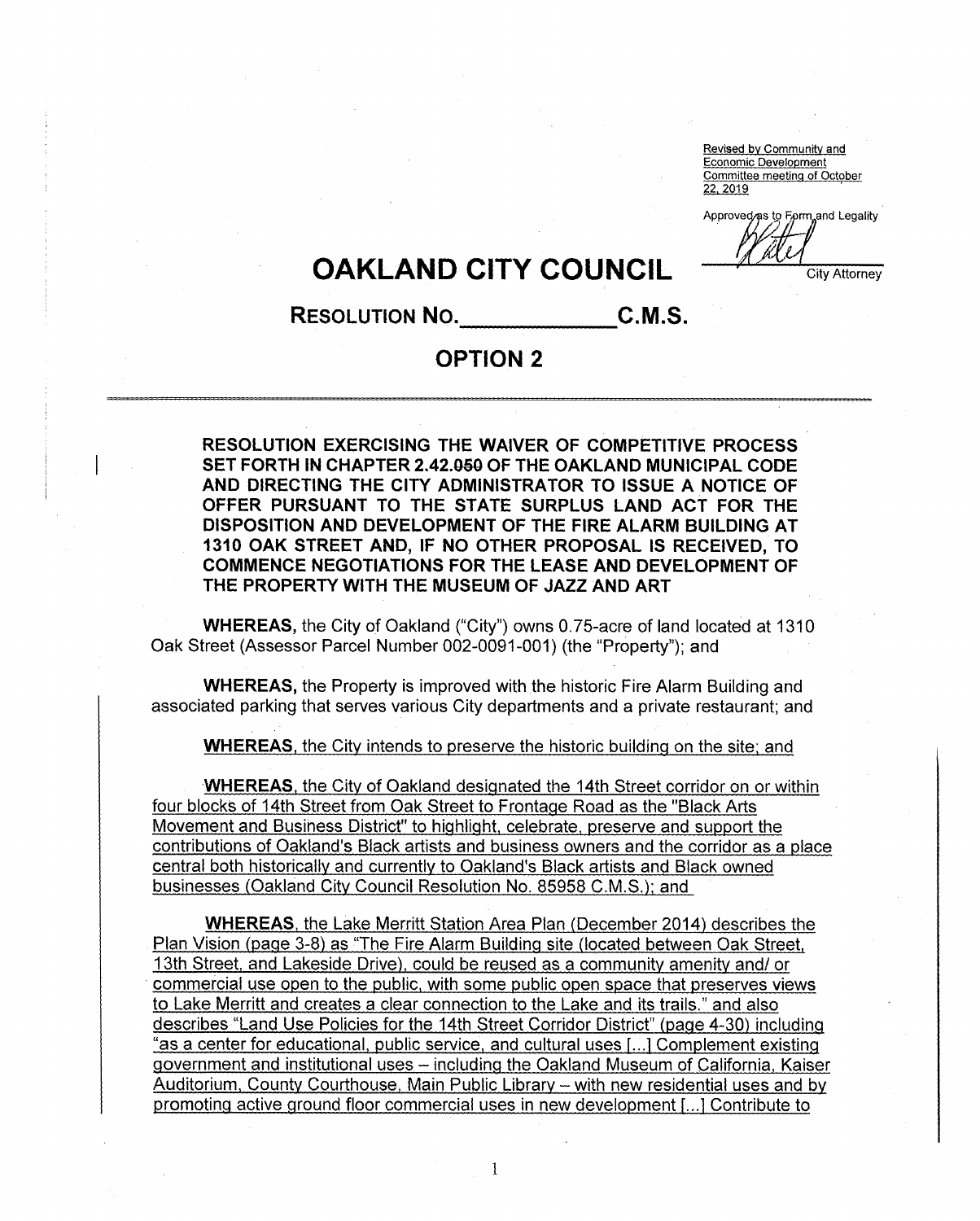Revised by Community and Economic Development Committee meeting of October 22, 2019

Approved as to Form and Legality

City Attorney

# OAKLAND CITY COUNCIL

## RESOLUTION NO. \_\_\_\_\_\_\_\_\_\_\_\_\_ C.M.S.

## OPTION 2

---

**RESOLUTION EXERCISING THE WAIVER OF COMPETITIVE PROCESS SET FORTH IN CHAPTER 2.42.050 OF THE OAKLAND MUNICIPAL CODE AND DIRECTING THE CITY ADMINISTRATOR TO ISSUE A NOTICE OF OFFER PURSUANT TO THE STATE SURPLUS LAND ACT FOR THE DISPOSITION AND DEVELOPMENT OF THE FIRE ALARM BUILDING AT 1310 OAK STREET AND, IF NO OTHER PROPOSAL IS RECEIVED, TO COMMENCE NEGOTIATIONS FOR THE LEASE AND DEVELOPMENT OF THE PROPERTY WITH THE MUSEUM OF JAZZ AND ART**

**WHEREAS,** the City of Oakland ("City") owns 0.75-acre of land located at 1310 Oak Street (Assessor Parcel Number 002-0091-001) (the "Property"); and

**WHEREAS,** the Property is improved with the historic Fire Alarm Building and associated parking that serves various City departments and a private restaurant; and

**WHEREAS**, the City intends to preserve the historic building on the site; and

**WHEREAS**, the City of Oakland designated the 14th Street corridor on or within four blocks of 14th Street from Oak Street to Frontage Road as the "Black Arts Movement and Business District" to highlight, celebrate, preserve and support the contributions of Oakland's Black artists and business owners and the corridor as a place central both historically and currently to Oakland's Black artists and Black owned businesses (Oakland City Council Resolution No. 85958 C.M.S.); and

**WHEREAS**, the Lake Merritt Station Area Plan (December 2014) describes the Plan Vision (page 3-8) as "The Fire Alarm Building site (located between Oak Street, 13th Street, and Lakeside Drive), could be reused as a community amenity and/ or commercial use open to the public, with some public open space that preserves views to Lake Merritt and creates a clear connection to the Lake and its trails." and also describes "Land Use Policies for the 14th Street Corridor District" (page 4-30) including "as a center for educational, public service, and cultural uses [...] Complement existing government and institutional uses – including the Oakland Museum of California, Kaiser Auditorium, County Courthouse, Main Public Library – with new residential uses and by promoting active ground floor commercial uses in new development [...] Contribute to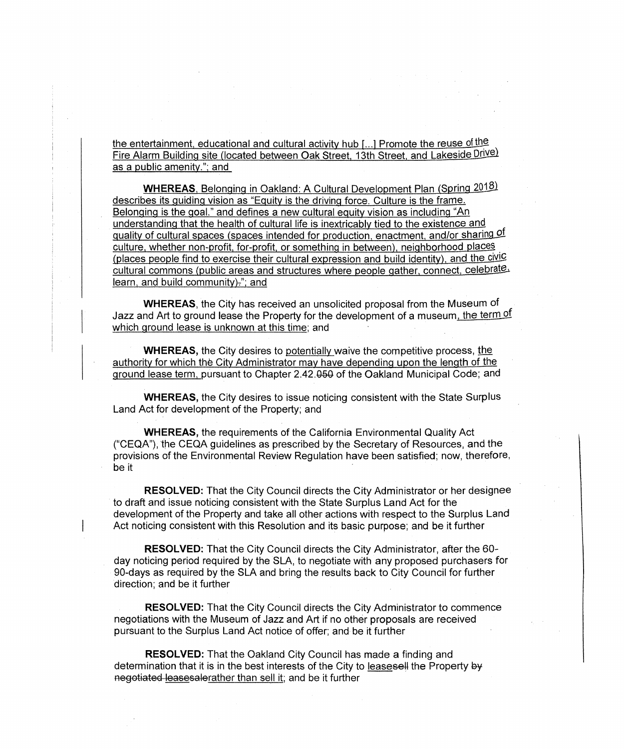the entertainment, educational and cultural activity hub [...] Promote the reuse of the Fire Alarm Building site (located between Oak Street, 13th Street, and Lakeside Drive) as a public amenity."; and

**WHEREAS**, Belonging in Oakland: A Cultural Development Plan (Spring 2018) describes its guiding vision as "Equity is the driving force. Culture is the frame. Belonging is the goal." and defines a new cultural equity vision as including "An understanding that the health of cultural life is inextricably tied to the existence and quality of cultural spaces (spaces intended for production, enactment, and/or sharing of culture, whether non-profit, for-profit, or something in between), neighborhood places (places people find to exercise their cultural expression and build identity), and the civic cultural commons (public areas and structures where people gather, connect, celebrate, learn, and build community)."; and

**WHEREAS**, the City has received an unsolicited proposal from the Museum of Jazz and Art to ground lease the Property for the development of a museum, the term of which ground lease is unknown at this time; and

**WHEREAS,** the City desires to potentially waive the competitive process, the authority for which the City Administrator may have depending upon the length of the ground lease term, pursuant to Chapter 2.42.050 of the Oakland Municipal Code; and

**WHEREAS,** the City desires to issue noticing consistent with the State Surplus Land Act for development of the Property; and

**WHEREAS,** the requirements of the California Environmental Quality Act ("CEQA"), the CEQA guidelines as prescribed by the Secretary of Resources, and the provisions of the Environmental Review Regulation have been satisfied; now, therefore, be it

**RESOLVED:** That the City Council directs the City Administrator or her designee to draft and issue noticing consistent with the State Surplus Land Act for the development of the Property and take all other actions with respect to the Surplus Land Act noticing consistent with this Resolution and its basic purpose; and be it further

**RESOLVED:** That the City Council directs the City Administrator, after the 60-day noticing period required by the SLA, to negotiate with any proposed purchasers for 90-days as required by the SLA and bring the results back to City Council for further direction; and be it further

**RESOLVED:** That the City Council directs the City Administrator to commence negotiations with the Museum of Jazz and Art if no other proposals are received pursuant to the Surplus Land Act notice of offer; and be it further

**RESOLVED:** That the Oakland City Council has made a finding and determination that it is in the best interests of the City to ~~sell~~ lease the Property ~~by negotiated leasesale~~ rather than sell it; and be it further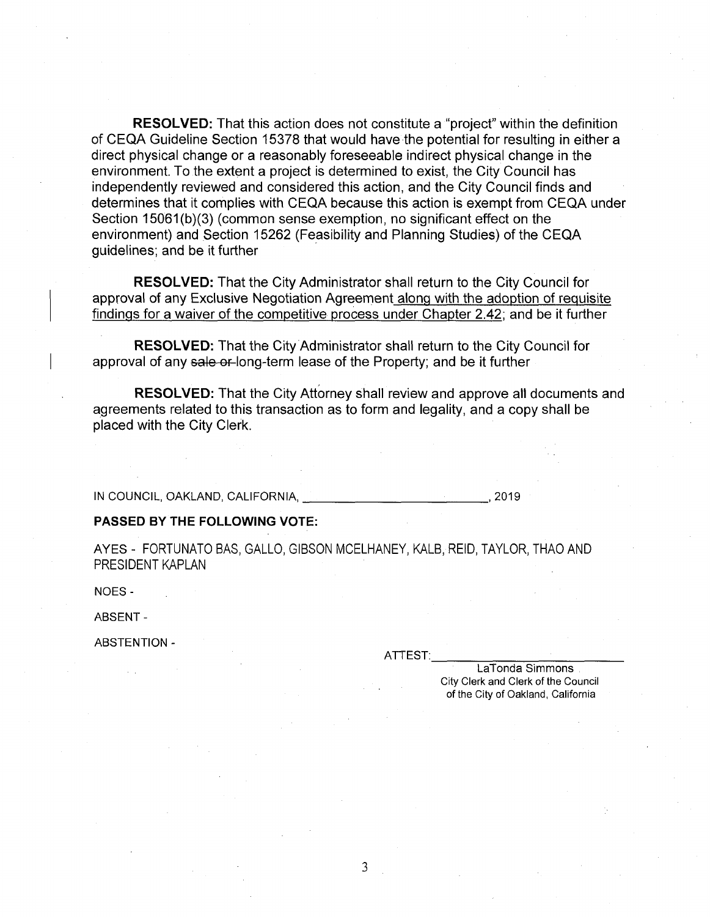**RESOLVED:** That this action does not constitute a "project" within the definition of CEQA Guideline Section 15378 that would have the potential for resulting in either a direct physical change or a reasonably foreseeable indirect physical change in the environment. To the extent a project is determined to exist, the City Council has independently reviewed and considered this action, and the City Council finds and determines that it complies with CEQA because this action is exempt from CEQA under Section 15061(b)(3) (common sense exemption, no significant effect on the environment) and Section 15262 (Feasibility and Planning Studies) of the CEQA guidelines; and be it further

**RESOLVED:** That the City Administrator shall return to the City Council for approval of any Exclusive Negotiation Agreement along with the adoption of requisite findings for a waiver of the competitive process under Chapter 2.42; and be it further

**RESOLVED:** That the City Administrator shall return to the City Council for approval of any ~~sale or~~ long-term lease of the Property; and be it further

**RESOLVED:** That the City Attorney shall review and approve all documents and agreements related to this transaction as to form and legality, and a copy shall be placed with the City Clerk.

IN COUNCIL, OAKLAND, CALIFORNIA, ____________________, 2019

**PASSED BY THE FOLLOWING VOTE:**

AYES - FORTUNATO BAS, GALLO, GIBSON MCELHANEY, KALB, REID, TAYLOR, THAO AND PRESIDENT KAPLAN

NOES -

ABSENT -

ABSTENTION -

ATTEST: ____________________

LaTonda Simmons
City Clerk and Clerk of the Council
of the City of Oakland, California